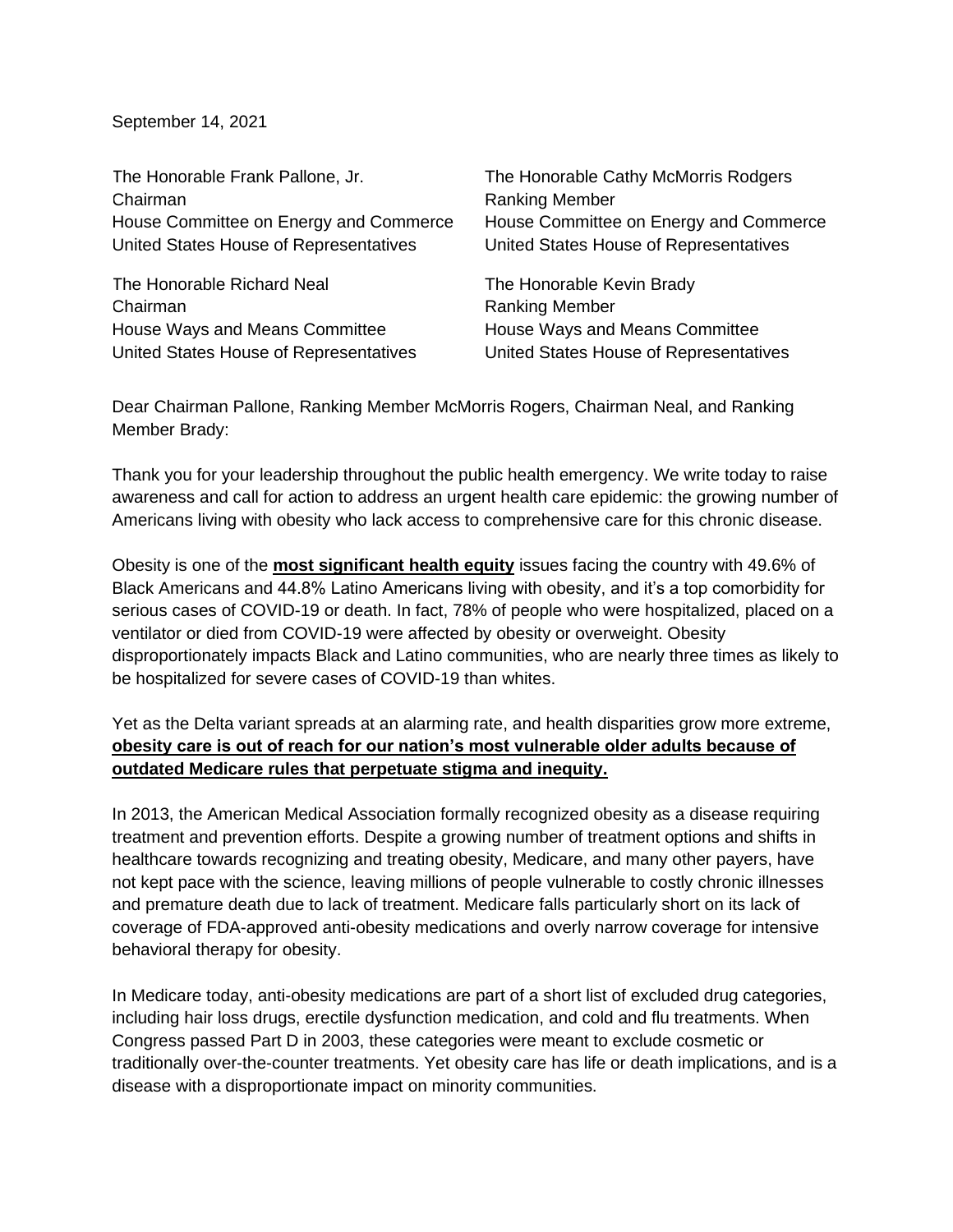September 14, 2021

The Honorable Frank Pallone, Jr.
Chairman
House Committee on Energy and Commerce
United States House of Representatives

The Honorable Cathy McMorris Rodgers
Ranking Member
House Committee on Energy and Commerce
United States House of Representatives

The Honorable Richard Neal
Chairman
House Ways and Means Committee
United States House of Representatives

The Honorable Kevin Brady
Ranking Member
House Ways and Means Committee
United States House of Representatives

Dear Chairman Pallone, Ranking Member McMorris Rogers, Chairman Neal, and Ranking Member Brady:

Thank you for your leadership throughout the public health emergency. We write today to raise awareness and call for action to address an urgent health care epidemic: the growing number of Americans living with obesity who lack access to comprehensive care for this chronic disease.

Obesity is one of the **most significant health equity** issues facing the country with 49.6% of Black Americans and 44.8% Latino Americans living with obesity, and it's a top comorbidity for serious cases of COVID-19 or death. In fact, 78% of people who were hospitalized, placed on a ventilator or died from COVID-19 were affected by obesity or overweight. Obesity disproportionately impacts Black and Latino communities, who are nearly three times as likely to be hospitalized for severe cases of COVID-19 than whites.

Yet as the Delta variant spreads at an alarming rate, and health disparities grow more extreme, **obesity care is out of reach for our nation's most vulnerable older adults because of outdated Medicare rules that perpetuate stigma and inequity.**

In 2013, the American Medical Association formally recognized obesity as a disease requiring treatment and prevention efforts. Despite a growing number of treatment options and shifts in healthcare towards recognizing and treating obesity, Medicare, and many other payers, have not kept pace with the science, leaving millions of people vulnerable to costly chronic illnesses and premature death due to lack of treatment. Medicare falls particularly short on its lack of coverage of FDA-approved anti-obesity medications and overly narrow coverage for intensive behavioral therapy for obesity.

In Medicare today, anti-obesity medications are part of a short list of excluded drug categories, including hair loss drugs, erectile dysfunction medication, and cold and flu treatments. When Congress passed Part D in 2003, these categories were meant to exclude cosmetic or traditionally over-the-counter treatments. Yet obesity care has life or death implications, and is a disease with a disproportionate impact on minority communities.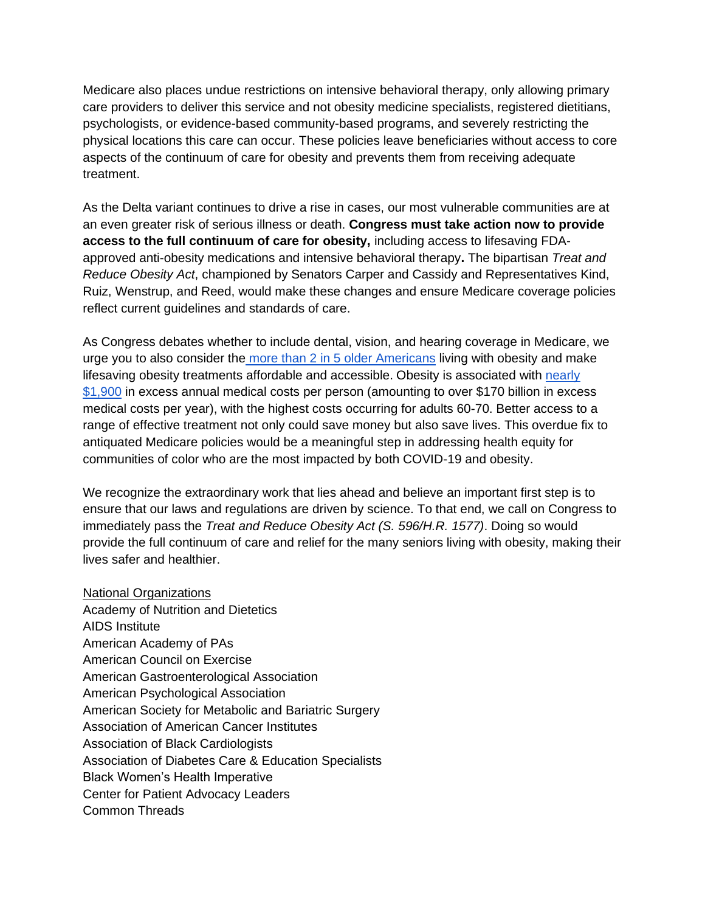Medicare also places undue restrictions on intensive behavioral therapy, only allowing primary care providers to deliver this service and not obesity medicine specialists, registered dietitians, psychologists, or evidence-based community-based programs, and severely restricting the physical locations this care can occur. These policies leave beneficiaries without access to core aspects of the continuum of care for obesity and prevents them from receiving adequate treatment.

As the Delta variant continues to drive a rise in cases, our most vulnerable communities are at an even greater risk of serious illness or death. **Congress must take action now to provide access to the full continuum of care for obesity,** including access to lifesaving FDA-approved anti-obesity medications and intensive behavioral therapy**.** The bipartisan *Treat and Reduce Obesity Act*, championed by Senators Carper and Cassidy and Representatives Kind, Ruiz, Wenstrup, and Reed, would make these changes and ensure Medicare coverage policies reflect current guidelines and standards of care.

As Congress debates whether to include dental, vision, and hearing coverage in Medicare, we urge you to also consider the more than 2 in 5 older Americans living with obesity and make lifesaving obesity treatments affordable and accessible. Obesity is associated with nearly $1,900 in excess annual medical costs per person (amounting to over $170 billion in excess medical costs per year), with the highest costs occurring for adults 60-70. Better access to a range of effective treatment not only could save money but also save lives. This overdue fix to antiquated Medicare policies would be a meaningful step in addressing health equity for communities of color who are the most impacted by both COVID-19 and obesity.

We recognize the extraordinary work that lies ahead and believe an important first step is to ensure that our laws and regulations are driven by science. To that end, we call on Congress to immediately pass the *Treat and Reduce Obesity Act (S. 596/H.R. 1577)*. Doing so would provide the full continuum of care and relief for the many seniors living with obesity, making their lives safer and healthier.

National Organizations

Academy of Nutrition and Dietetics
AIDS Institute
American Academy of PAs
American Council on Exercise
American Gastroenterological Association
American Psychological Association
American Society for Metabolic and Bariatric Surgery
Association of American Cancer Institutes
Association of Black Cardiologists
Association of Diabetes Care & Education Specialists
Black Women's Health Imperative
Center for Patient Advocacy Leaders
Common Threads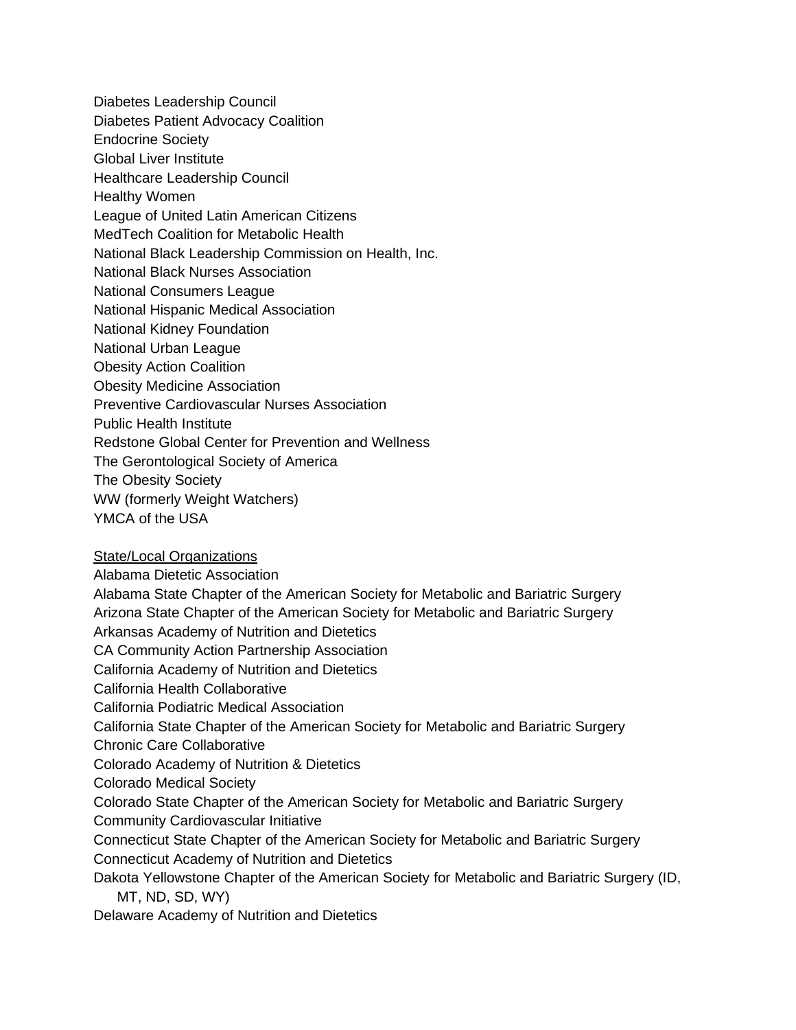Diabetes Leadership Council
Diabetes Patient Advocacy Coalition
Endocrine Society
Global Liver Institute
Healthcare Leadership Council
Healthy Women
League of United Latin American Citizens
MedTech Coalition for Metabolic Health
National Black Leadership Commission on Health, Inc.
National Black Nurses Association
National Consumers League
National Hispanic Medical Association
National Kidney Foundation
National Urban League
Obesity Action Coalition
Obesity Medicine Association
Preventive Cardiovascular Nurses Association
Public Health Institute
Redstone Global Center for Prevention and Wellness
The Gerontological Society of America
The Obesity Society
WW (formerly Weight Watchers)
YMCA of the USA

<u>State/Local Organizations</u>

Alabama Dietetic Association
Alabama State Chapter of the American Society for Metabolic and Bariatric Surgery
Arizona State Chapter of the American Society for Metabolic and Bariatric Surgery
Arkansas Academy of Nutrition and Dietetics
CA Community Action Partnership Association
California Academy of Nutrition and Dietetics
California Health Collaborative
California Podiatric Medical Association
California State Chapter of the American Society for Metabolic and Bariatric Surgery
Chronic Care Collaborative
Colorado Academy of Nutrition & Dietetics
Colorado Medical Society
Colorado State Chapter of the American Society for Metabolic and Bariatric Surgery
Community Cardiovascular Initiative
Connecticut State Chapter of the American Society for Metabolic and Bariatric Surgery
Connecticut Academy of Nutrition and Dietetics
Dakota Yellowstone Chapter of the American Society for Metabolic and Bariatric Surgery (ID, MT, ND, SD, WY)
Delaware Academy of Nutrition and Dietetics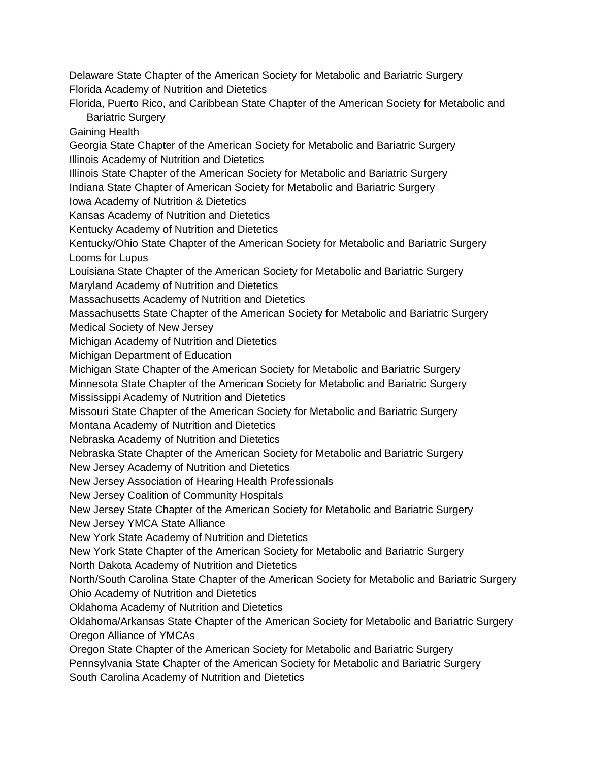Delaware State Chapter of the American Society for Metabolic and Bariatric Surgery
Florida Academy of Nutrition and Dietetics
Florida, Puerto Rico, and Caribbean State Chapter of the American Society for Metabolic and Bariatric Surgery
Gaining Health
Georgia State Chapter of the American Society for Metabolic and Bariatric Surgery
Illinois Academy of Nutrition and Dietetics
Illinois State Chapter of the American Society for Metabolic and Bariatric Surgery
Indiana State Chapter of American Society for Metabolic and Bariatric Surgery
Iowa Academy of Nutrition & Dietetics
Kansas Academy of Nutrition and Dietetics
Kentucky Academy of Nutrition and Dietetics
Kentucky/Ohio State Chapter of the American Society for Metabolic and Bariatric Surgery
Looms for Lupus
Louisiana State Chapter of the American Society for Metabolic and Bariatric Surgery
Maryland Academy of Nutrition and Dietetics
Massachusetts Academy of Nutrition and Dietetics
Massachusetts State Chapter of the American Society for Metabolic and Bariatric Surgery
Medical Society of New Jersey
Michigan Academy of Nutrition and Dietetics
Michigan Department of Education
Michigan State Chapter of the American Society for Metabolic and Bariatric Surgery
Minnesota State Chapter of the American Society for Metabolic and Bariatric Surgery
Mississippi Academy of Nutrition and Dietetics
Missouri State Chapter of the American Society for Metabolic and Bariatric Surgery
Montana Academy of Nutrition and Dietetics
Nebraska Academy of Nutrition and Dietetics
Nebraska State Chapter of the American Society for Metabolic and Bariatric Surgery
New Jersey Academy of Nutrition and Dietetics
New Jersey Association of Hearing Health Professionals
New Jersey Coalition of Community Hospitals
New Jersey State Chapter of the American Society for Metabolic and Bariatric Surgery
New Jersey YMCA State Alliance
New York State Academy of Nutrition and Dietetics
New York State Chapter of the American Society for Metabolic and Bariatric Surgery
North Dakota Academy of Nutrition and Dietetics
North/South Carolina State Chapter of the American Society for Metabolic and Bariatric Surgery
Ohio Academy of Nutrition and Dietetics
Oklahoma Academy of Nutrition and Dietetics
Oklahoma/Arkansas State Chapter of the American Society for Metabolic and Bariatric Surgery
Oregon Alliance of YMCAs
Oregon State Chapter of the American Society for Metabolic and Bariatric Surgery
Pennsylvania State Chapter of the American Society for Metabolic and Bariatric Surgery
South Carolina Academy of Nutrition and Dietetics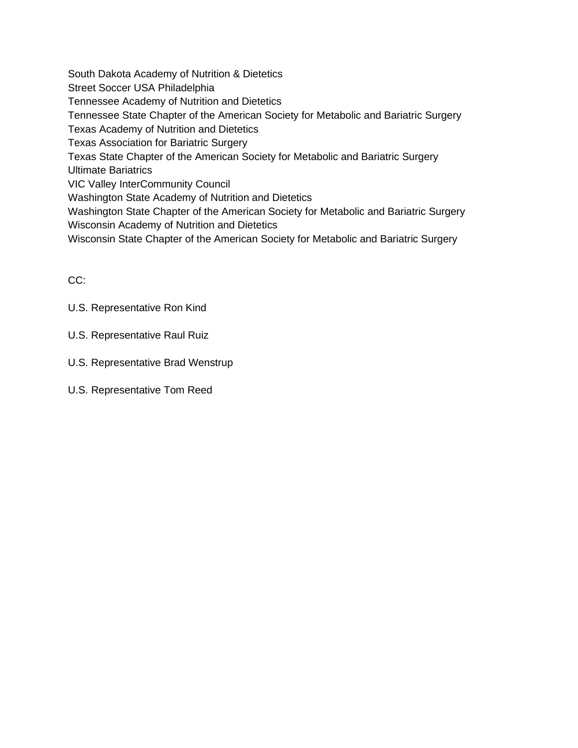South Dakota Academy of Nutrition & Dietetics
Street Soccer USA Philadelphia
Tennessee Academy of Nutrition and Dietetics
Tennessee State Chapter of the American Society for Metabolic and Bariatric Surgery
Texas Academy of Nutrition and Dietetics
Texas Association for Bariatric Surgery
Texas State Chapter of the American Society for Metabolic and Bariatric Surgery
Ultimate Bariatrics
VIC Valley InterCommunity Council
Washington State Academy of Nutrition and Dietetics
Washington State Chapter of the American Society for Metabolic and Bariatric Surgery
Wisconsin Academy of Nutrition and Dietetics
Wisconsin State Chapter of the American Society for Metabolic and Bariatric Surgery

CC:

U.S. Representative Ron Kind

U.S. Representative Raul Ruiz

U.S. Representative Brad Wenstrup

U.S. Representative Tom Reed